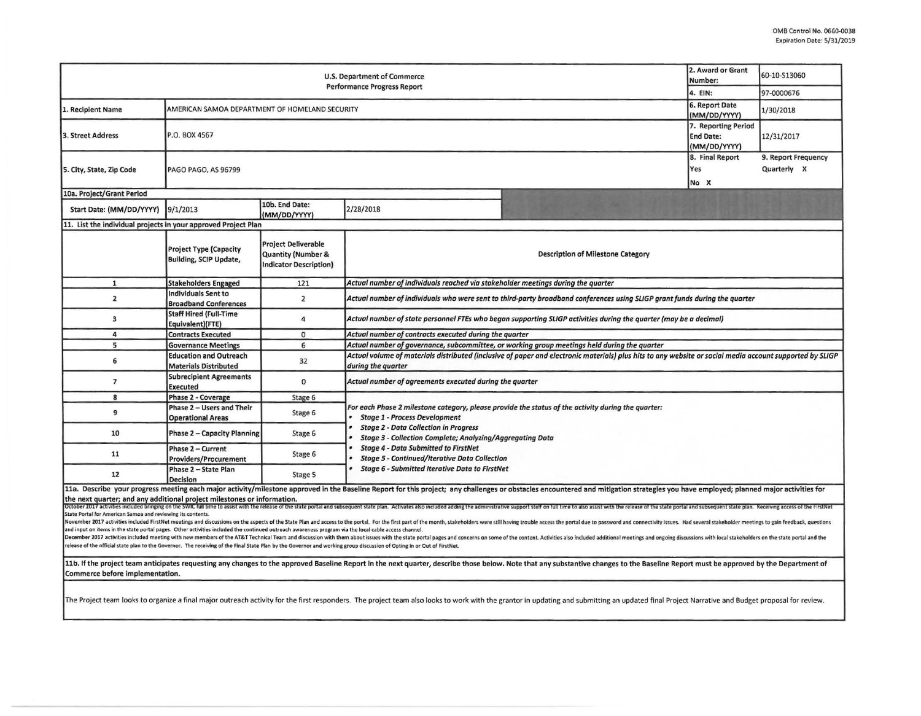OMB Control No. 0660-0038
Expiration Date: 5/31/2019

| U.S. Department of Commerce<br>Performance Progress Report | | | | 2. Award or Grant Number: | 60-10-S13060 |
|---|---|---|---|---|---|
| | | | | 4. EIN: | 97-0000676 |
| 1. Recipient Name | AMERICAN SAMOA DEPARTMENT OF HOMELAND SECURITY | | | 6. Report Date (MM/DD/YYYY) | 1/30/2018 |
| 3. Street Address | P.O. BOX 4567 | | | 7. Reporting Period End Date: (MM/DD/YYYY) | 12/31/2017 |
| 5. City, State, Zip Code | PAGO PAGO, AS 96799 | | | 8. Final Report<br>Yes<br>No X | 9. Report Frequency<br>Quarterly X |
| 10a. Project/Grant Period | | | | | |
| Start Date: (MM/DD/YYYY) | 9/1/2013 | 10b. End Date: (MM/DD/YYYY) | 2/28/2018 | | |

**11. List the individual projects in your approved Project Plan**

| | Project Type (Capacity Building, SCIP Update, | Project Deliverable Quantity (Number & Indicator Description) | Description of Milestone Category |
|---|---|---|---|
| 1 | Stakeholders Engaged | 121 | *Actual number of individuals reached via stakeholder meetings during the quarter* |
| 2 | Individuals Sent to Broadband Conferences | 2 | *Actual number of individuals who were sent to third-party broadband conferences using SLIGP grant funds during the quarter* |
| 3 | Staff Hired (Full-Time Equivalent)(FTE) | 4 | *Actual number of state personnel FTEs who began supporting SLIGP activities during the quarter (may be a decimal)* |
| 4 | Contracts Executed | 0 | *Actual number of contracts executed during the quarter* |
| 5 | Governance Meetings | 6 | *Actual number of governance, subcommittee, or working group meetings held during the quarter* |
| 6 | Education and Outreach Materials Distributed | 32 | *Actual volume of materials distributed (inclusive of paper and electronic materials) plus hits to any website or social media account supported by SLIGP during the quarter* |
| 7 | Subrecipient Agreements Executed | 0 | *Actual number of agreements executed during the quarter* |
| 8 | Phase 2 - Coverage | Stage 6 | *For each Phase 2 milestone category, please provide the status of the activity during the quarter:*<br>• *Stage 1 - Process Development*<br>• *Stage 2 - Data Collection in Progress*<br>• *Stage 3 - Collection Complete; Analyzing/Aggregating Data*<br>• *Stage 4 - Data Submitted to FirstNet*<br>• *Stage 5 - Continued/Iterative Data Collection*<br>• *Stage 6 - Submitted Iterative Data to FirstNet* |
| 9 | Phase 2 – Users and Their Operational Areas | Stage 6 | |
| 10 | Phase 2 – Capacity Planning | Stage 6 | |
| 11 | Phase 2 – Current Providers/Procurement | Stage 6 | |
| 12 | Phase 2 – State Plan Decision | Stage 5 | |

**11a. Describe your progress meeting each major activity/milestone approved in the Baseline Report for this project; any challenges or obstacles encountered and mitigation strategies you have employed; planned major activities for the next quarter; and any additional project milestones or information.**

October 2017 activities included bringing on the SWIC full time to assist with the release of the state portal and subsequent state plan. Activates also included adding the administrative support staff on full time to also assist with the release of the state portal and subsequent state plan. Receiving access of the FirstNet State Portal for American Samoa and reviewing its contents.

November 2017 activities included FirstNet meetings and discussions on the aspects of the State Plan and access to the portal. For the first part of the month, stakeholders were still having trouble access the portal due to password and connectivity issues. Had several stakeholder meetings to gain feedback, questions and input on items in the state portal pages. Other activities included the continued outreach awareness program via the local cable access channel.

December 2017 activities included meeting with new members of the AT&T Technical Team and discussion with them about issues with the state portal pages and concerns on some of the content. Activities also included additional meetings and ongoing discussions with local stakeholders on the state portal and the release of the official state plan to the Governor. The receiving of the Final State Plan by the Governor and working group discussion of Opting In or Out of FirstNet.

**11b. If the project team anticipates requesting any changes to the approved Baseline Report in the next quarter, describe those below. Note that any substantive changes to the Baseline Report must be approved by the Department of Commerce before implementation.**

The Project team looks to organize a final major outreach activity for the first responders. The project team also looks to work with the grantor in updating and submitting an updated final Project Narrative and Budget proposal for review.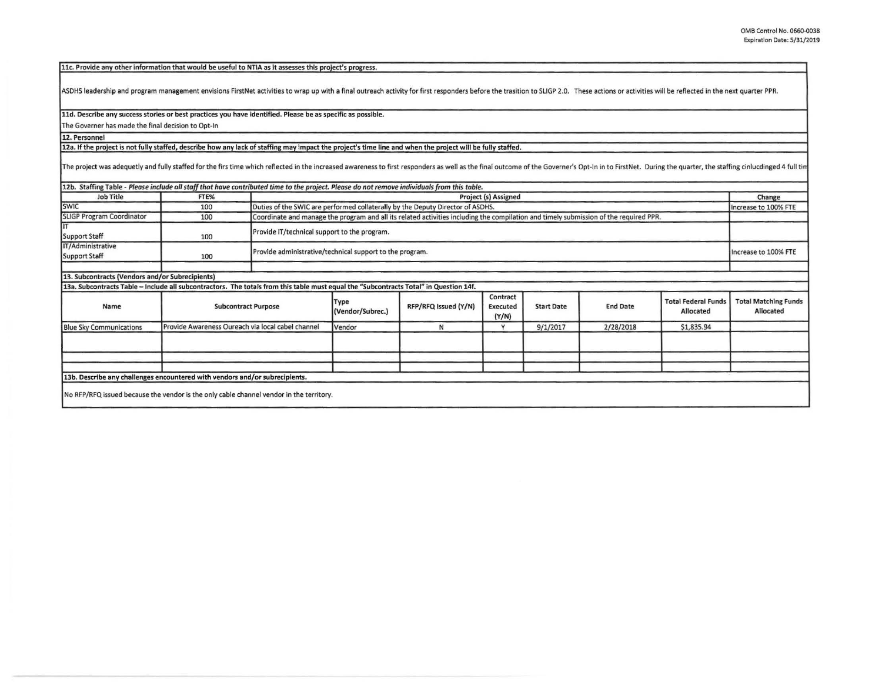OMB Control No. 0660-0038
Expiration Date: 5/31/2019

**11c. Provide any other information that would be useful to NTIA as it assesses this project's progress.**

ASDHS leadership and program management envisions FirstNet activities to wrap up with a final outreach activity for first responders before the trasition to SLIGP 2.0. These actions or activities will be reflected in the next quarter PPR.

**11d. Describe any success stories or best practices you have identified. Please be as specific as possible.**

The Governer has made the final decision to Opt-In

**12. Personnel**

**12a. If the project is not fully staffed, describe how any lack of staffing may impact the project's time line and when the project will be fully staffed.**

The project was adequetly and fully staffed for the firs time which reflected in the increased awareness to first responders as well as the final outcome of the Governer's Opt-In in to FirstNet. During the quarter, the staffing cinlucdinged 4 full tim

**12b. Staffing Table** - *Please include all staff that have contributed time to the project. Please do not remove individuals from this table.*

| Job Title | FTE% | Project (s) Assigned | Change |
|---|---|---|---|
| SWIC | 100 | Duties of the SWIC are performed collaterally by the Deputy Director of ASDHS. | Increase to 100% FTE |
| SLIGP Program Coordinator | 100 | Coordinate and manage the program and all its related activities including the compilation and timely submission of the required PPR. | |
| IT Support Staff | 100 | Provide IT/technical support to the program. | |
| IT/Administrative Support Staff | 100 | Provide administrative/technical support to the program. | Increase to 100% FTE |
| | | | |

**13. Subcontracts (Vendors and/or Subrecipients)**

**13a. Subcontracts Table – Include all subcontractors. The totals from this table must equal the "Subcontracts Total" in Question 14f.**

| Name | Subcontract Purpose | Type (Vendor/Subrec.) | RFP/RFQ Issued (Y/N) | Contract Executed (Y/N) | Start Date | End Date | Total Federal Funds Allocated | Total Matching Funds Allocated |
|---|---|---|---|---|---|---|---|---|
| Blue Sky Communications | Provide Awareness Oureach via local cabel channel | Vendor | N | Y | 9/1/2017 | 2/28/2018 | $1,835.94 | |
| | | | | | | | | |
| | | | | | | | | |
| | | | | | | | | |

**13b. Describe any challenges encountered with vendors and/or subrecipients.**

No RFP/RFQ issued because the vendor is the only cable channel vendor in the territory.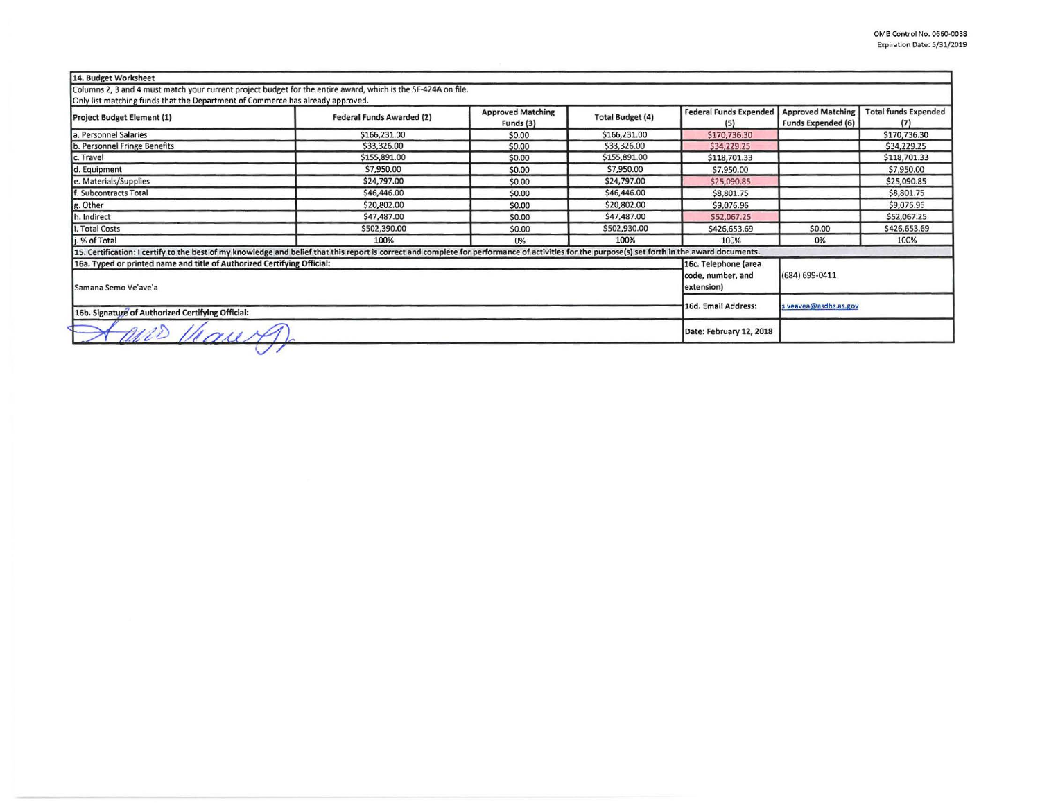OMB Control No. 0660-0038
Expiration Date: 5/31/2019

## 14. Budget Worksheet

Columns 2, 3 and 4 must match your current project budget for the entire award, which is the SF-424A on file.
Only list matching funds that the Department of Commerce has already approved.

| Project Budget Element (1) | Federal Funds Awarded (2) | Approved Matching Funds (3) | Total Budget (4) | Federal Funds Expended (5) | Approved Matching Funds Expended (6) | Total funds Expended (7) |
|---|---|---|---|---|---|---|
| a. Personnel Salaries | $166,231.00 | $0.00 | $166,231.00 | $170,736.30 | | $170,736.30 |
| b. Personnel Fringe Benefits | $33,326.00 | $0.00 | $33,326.00 | $34,229.25 | | $34,229.25 |
| c. Travel | $155,891.00 | $0.00 | $155,891.00 | $118,701.33 | | $118,701.33 |
| d. Equipment | $7,950.00 | $0.00 | $7,950.00 | $7,950.00 | | $7,950.00 |
| e. Materials/Supplies | $24,797.00 | $0.00 | $24,797.00 | $25,090.85 | | $25,090.85 |
| f. Subcontracts Total | $46,446.00 | $0.00 | $46,446.00 | $8,801.75 | | $8,801.75 |
| g. Other | $20,802.00 | $0.00 | $20,802.00 | $9,076.96 | | $9,076.96 |
| h. Indirect | $47,487.00 | $0.00 | $47,487.00 | $52,067.25 | | $52,067.25 |
| i. Total Costs | $502,390.00 | $0.00 | $502,930.00 | $426,653.69 | $0.00 | $426,653.69 |
| j. % of Total | 100% | 0% | 100% | 100% | 0% | 100% |

15. Certification: I certify to the best of my knowledge and belief that this report is correct and complete for performance of activities for the purpose(s) set forth in the award documents.

| | | |
|---|---|---|
| 16a. Typed or printed name and title of Authorized Certifying Official: Samana Semo Ve'ave'a | 16c. Telephone (area code, number, and extension) | (684) 699-0411 |
| 16b. Signature of Authorized Certifying Official: | 16d. Email Address: | s.veavea@asdhs.as.gov |
| | Date: February 12, 2018 | |